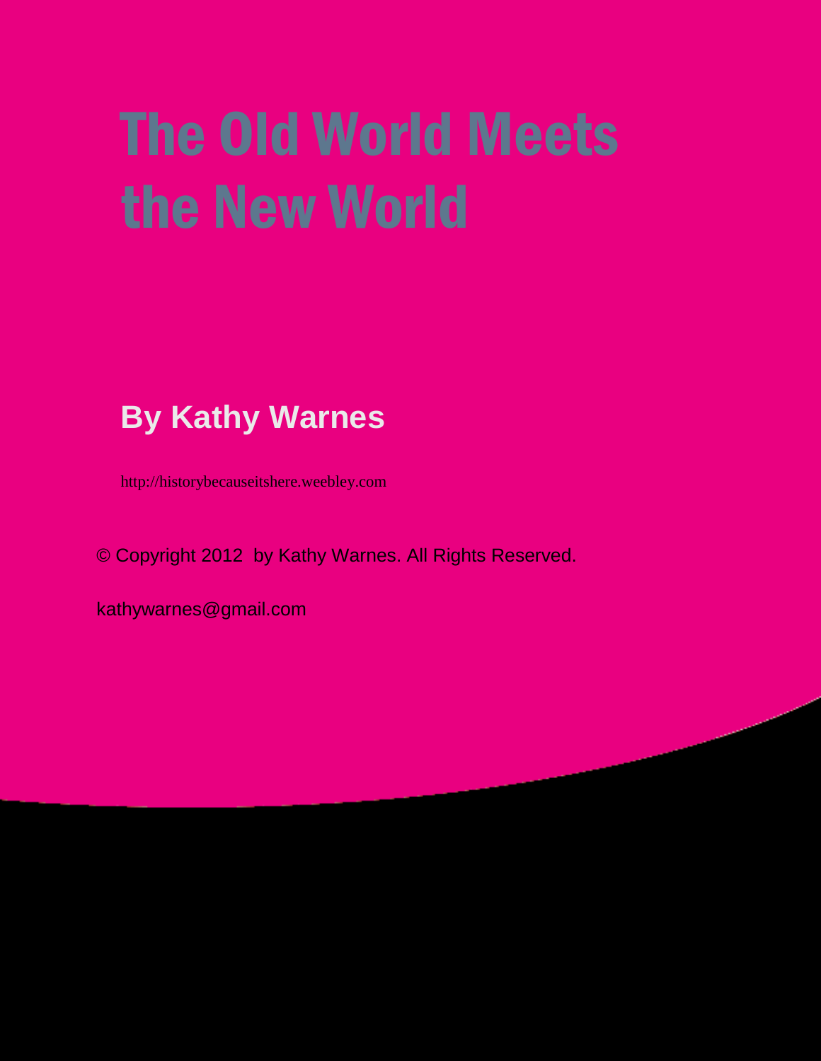# The Old World Meets the New World

**By Kathy Warnes**

http://historybecauseitshere.weebley.com

© Copyright 2012 by Kathy Warnes. All Rights Reserved.

kathywarnes@gmail.com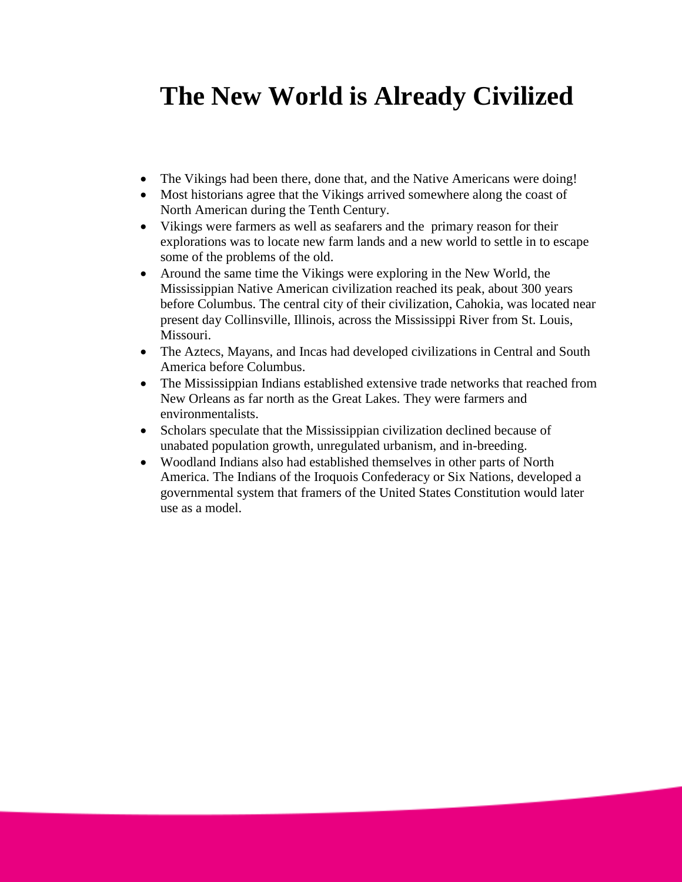# The New World is Already Civilized

- The Vikings had been there, done that, and the Native Americans were doing!
- Most historians agree that the Vikings arrived somewhere along the coast of North American during the Tenth Century.
- Vikings were farmers as well as seafarers and the primary reason for their explorations was to locate new farm lands and a new world to settle in to escape some of the problems of the old.
- Around the same time the Vikings were exploring in the New World, the Mississippian Native American civilization reached its peak, about 300 years before Columbus. The central city of their civilization, Cahokia, was located near present day Collinsville, Illinois, across the Mississippi River from St. Louis, Missouri.
- The Aztecs, Mayans, and Incas had developed civilizations in Central and South America before Columbus.
- The Mississippian Indians established extensive trade networks that reached from New Orleans as far north as the Great Lakes. They were farmers and environmentalists.
- Scholars speculate that the Mississippian civilization declined because of unabated population growth, unregulated urbanism, and in-breeding.
- Woodland Indians also had established themselves in other parts of North America. The Indians of the Iroquois Confederacy or Six Nations, developed a governmental system that framers of the United States Constitution would later use as a model.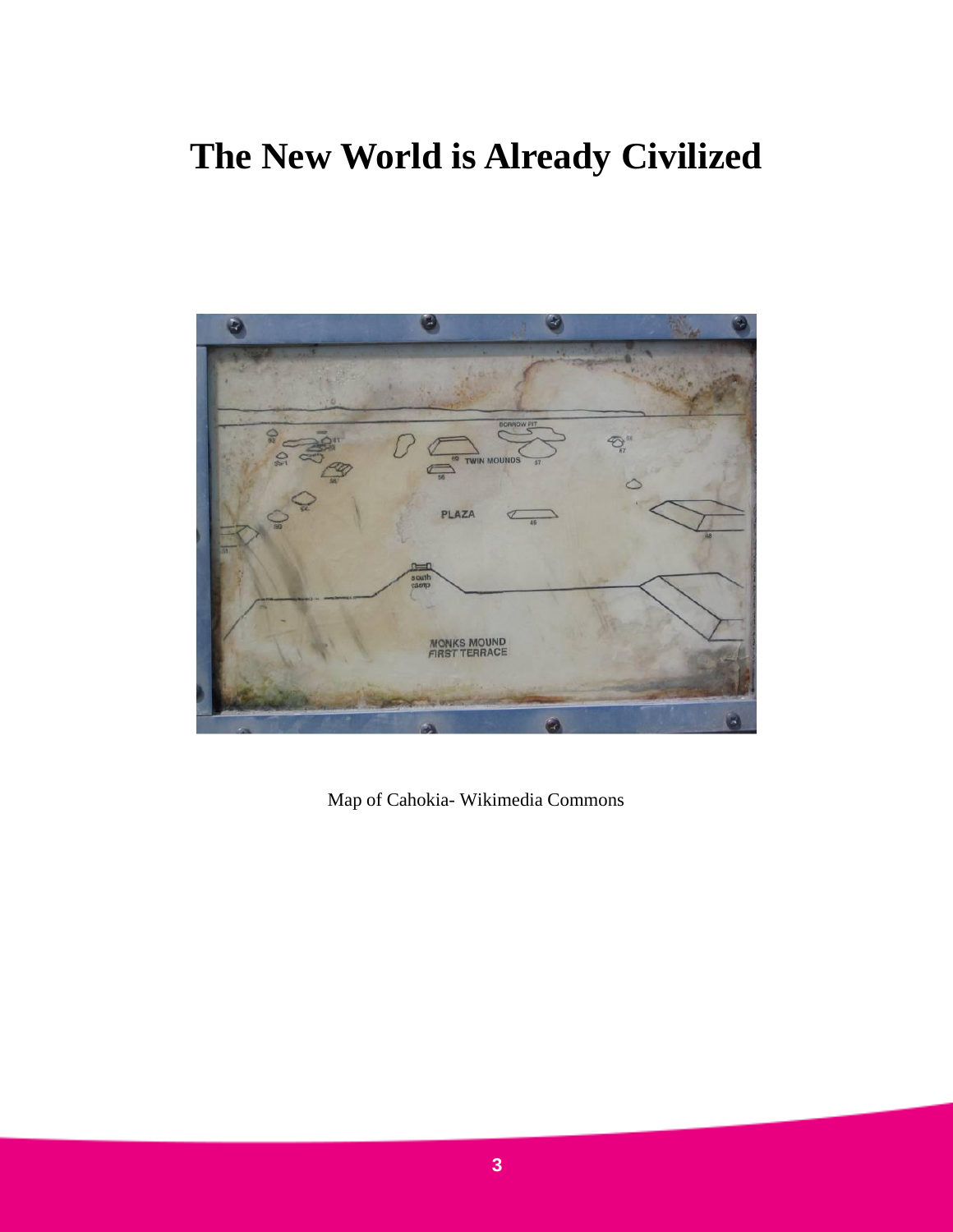# The New World is Already Civilized

Map of Cahokia- Wikimedia Commons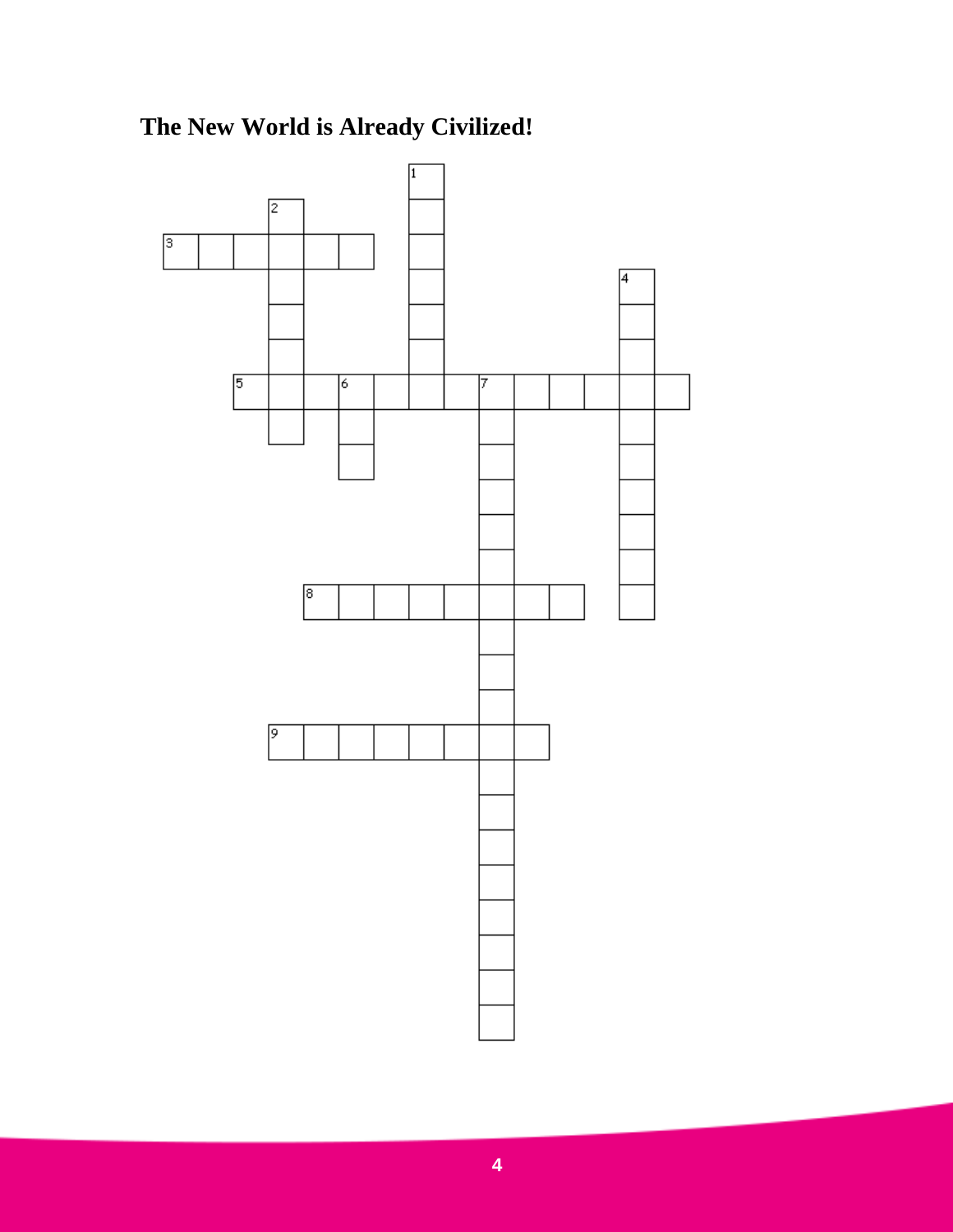## The New World is Already Civilized!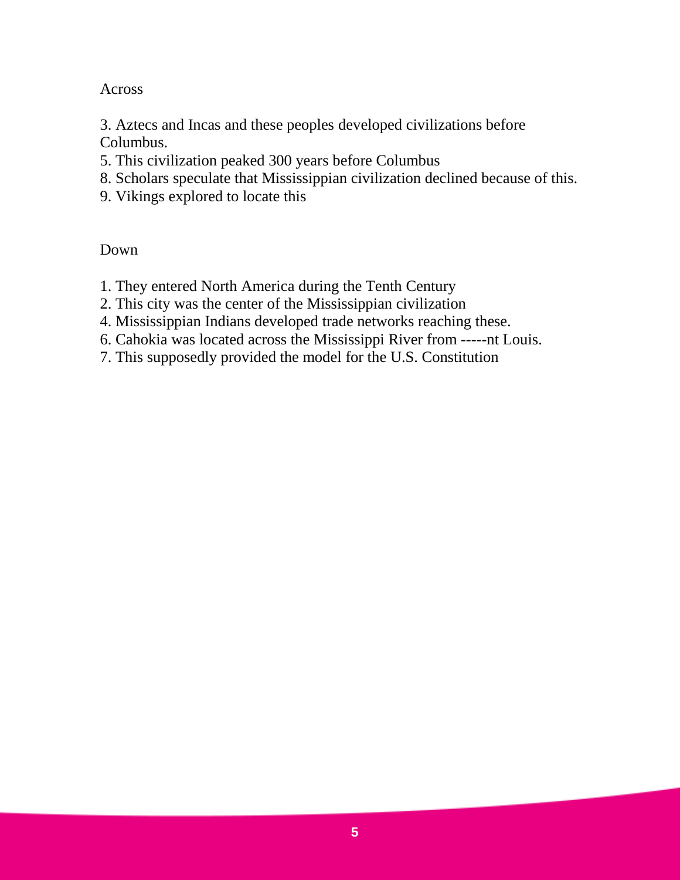Across

3. Aztecs and Incas and these peoples developed civilizations before Columbus.
5. This civilization peaked 300 years before Columbus
8. Scholars speculate that Mississippian civilization declined because of this.
9. Vikings explored to locate this

Down

1. They entered North America during the Tenth Century
2. This city was the center of the Mississippian civilization
4. Mississippian Indians developed trade networks reaching these.
6. Cahokia was located across the Mississippi River from -----nt Louis.
7. This supposedly provided the model for the U.S. Constitution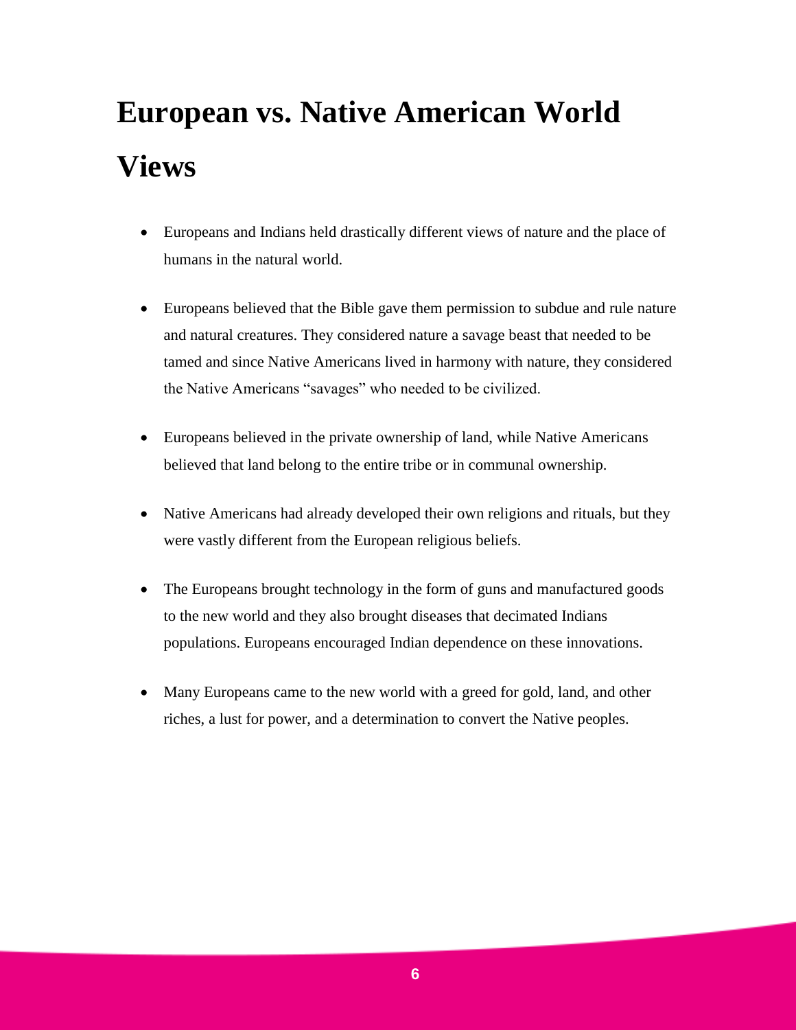# European vs. Native American World Views

- Europeans and Indians held drastically different views of nature and the place of humans in the natural world.
- Europeans believed that the Bible gave them permission to subdue and rule nature and natural creatures. They considered nature a savage beast that needed to be tamed and since Native Americans lived in harmony with nature, they considered the Native Americans "savages" who needed to be civilized.
- Europeans believed in the private ownership of land, while Native Americans believed that land belong to the entire tribe or in communal ownership.
- Native Americans had already developed their own religions and rituals, but they were vastly different from the European religious beliefs.
- The Europeans brought technology in the form of guns and manufactured goods to the new world and they also brought diseases that decimated Indians populations. Europeans encouraged Indian dependence on these innovations.
- Many Europeans came to the new world with a greed for gold, land, and other riches, a lust for power, and a determination to convert the Native peoples.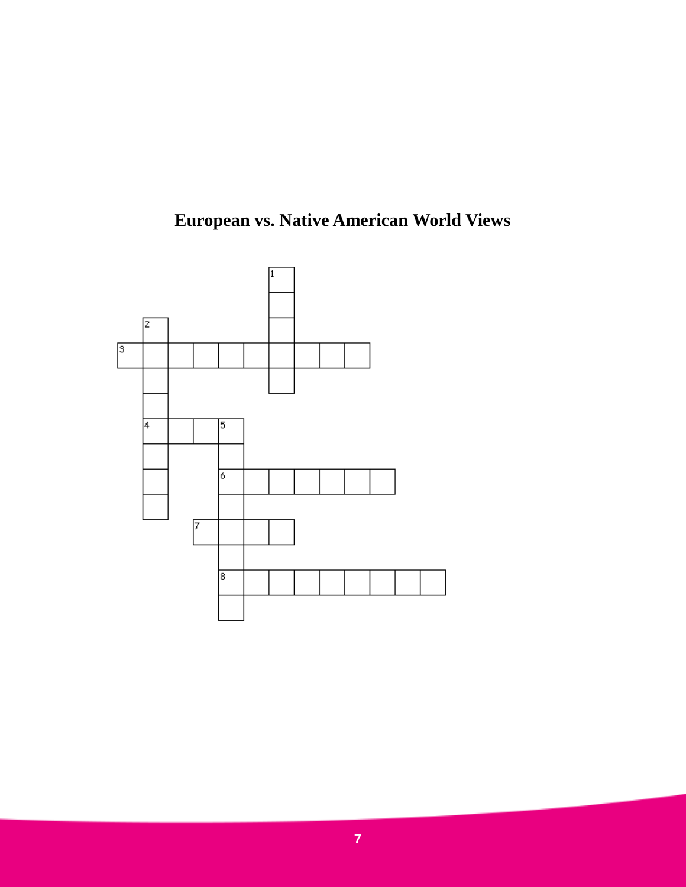# European vs. Native American World Views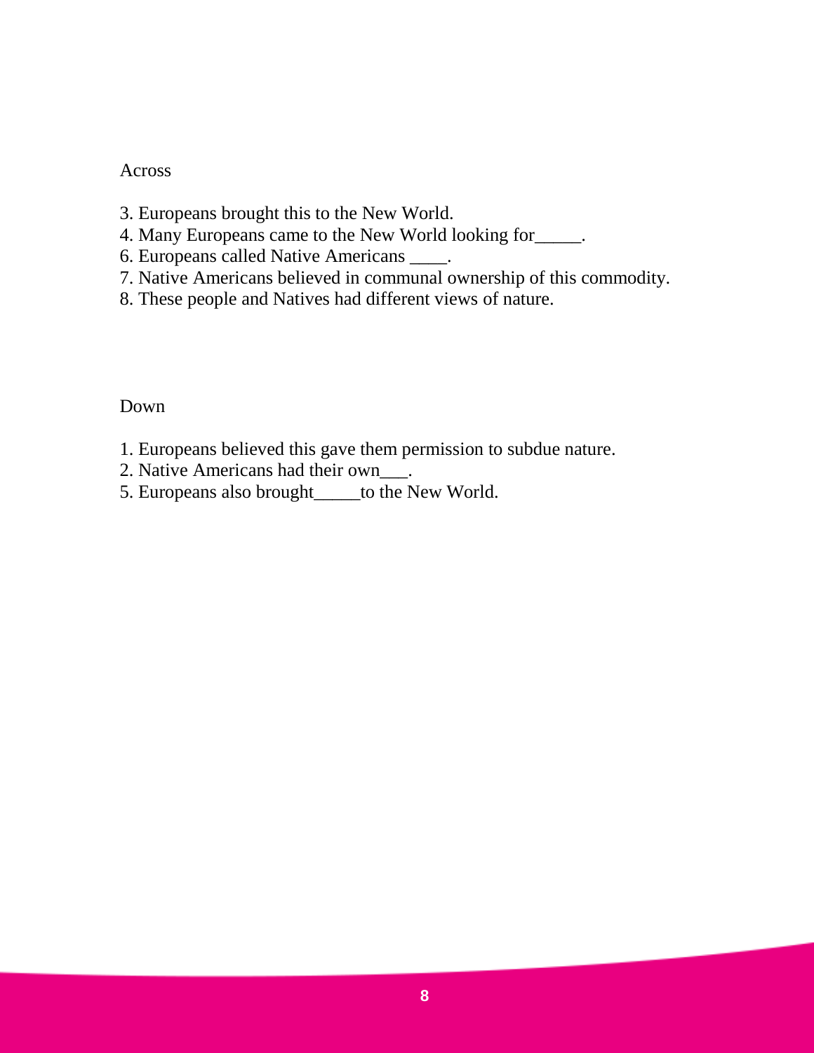Across

3. Europeans brought this to the New World.
4. Many Europeans came to the New World looking for_____.
6. Europeans called Native Americans ____.
7. Native Americans believed in communal ownership of this commodity.
8. These people and Natives had different views of nature.

Down

1. Europeans believed this gave them permission to subdue nature.
2. Native Americans had their own___.
5. Europeans also brought_____to the New World.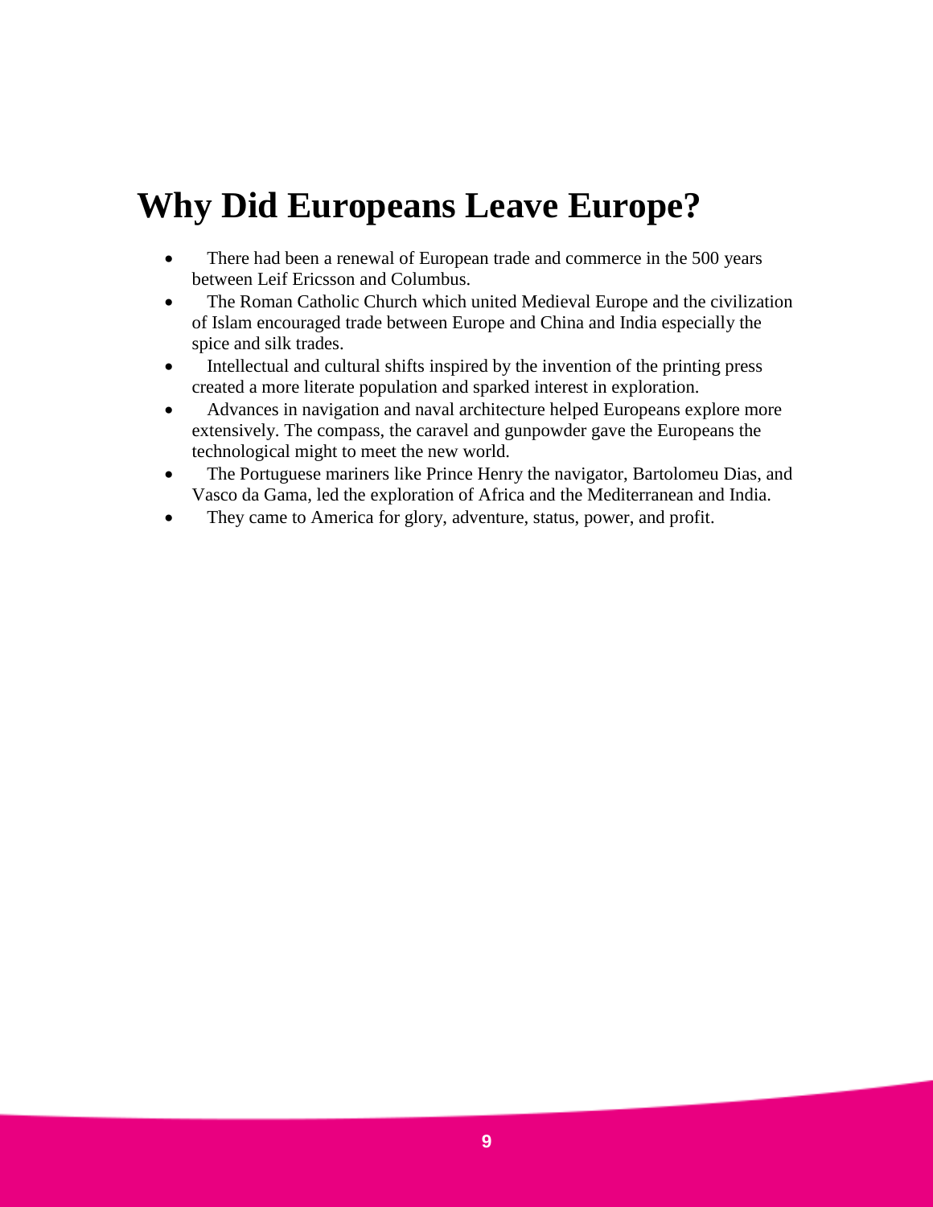# Why Did Europeans Leave Europe?

- There had been a renewal of European trade and commerce in the 500 years between Leif Ericsson and Columbus.
- The Roman Catholic Church which united Medieval Europe and the civilization of Islam encouraged trade between Europe and China and India especially the spice and silk trades.
- Intellectual and cultural shifts inspired by the invention of the printing press created a more literate population and sparked interest in exploration.
- Advances in navigation and naval architecture helped Europeans explore more extensively. The compass, the caravel and gunpowder gave the Europeans the technological might to meet the new world.
- The Portuguese mariners like Prince Henry the navigator, Bartolomeu Dias, and Vasco da Gama, led the exploration of Africa and the Mediterranean and India.
- They came to America for glory, adventure, status, power, and profit.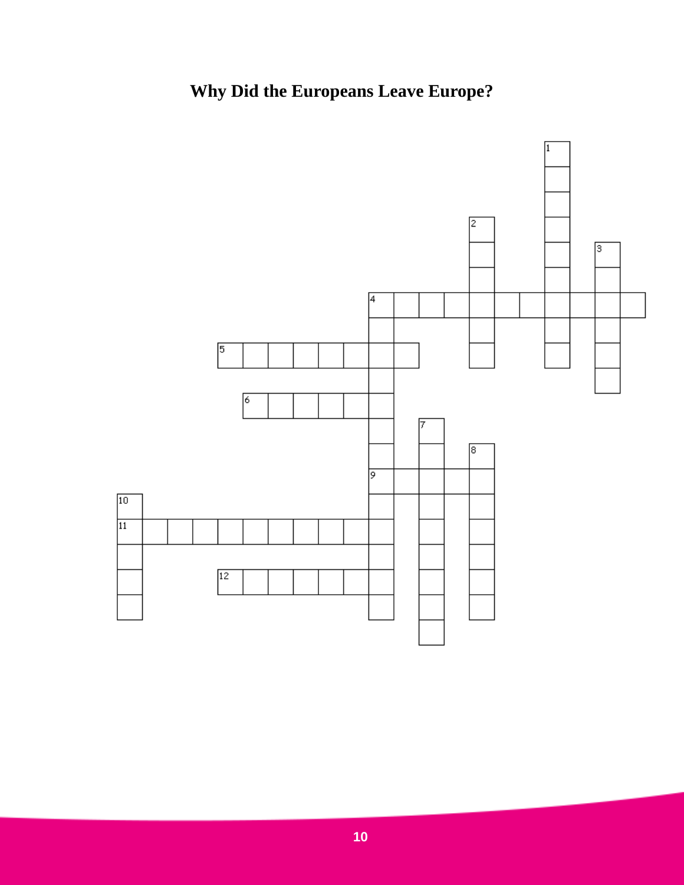# Why Did the Europeans Leave Europe?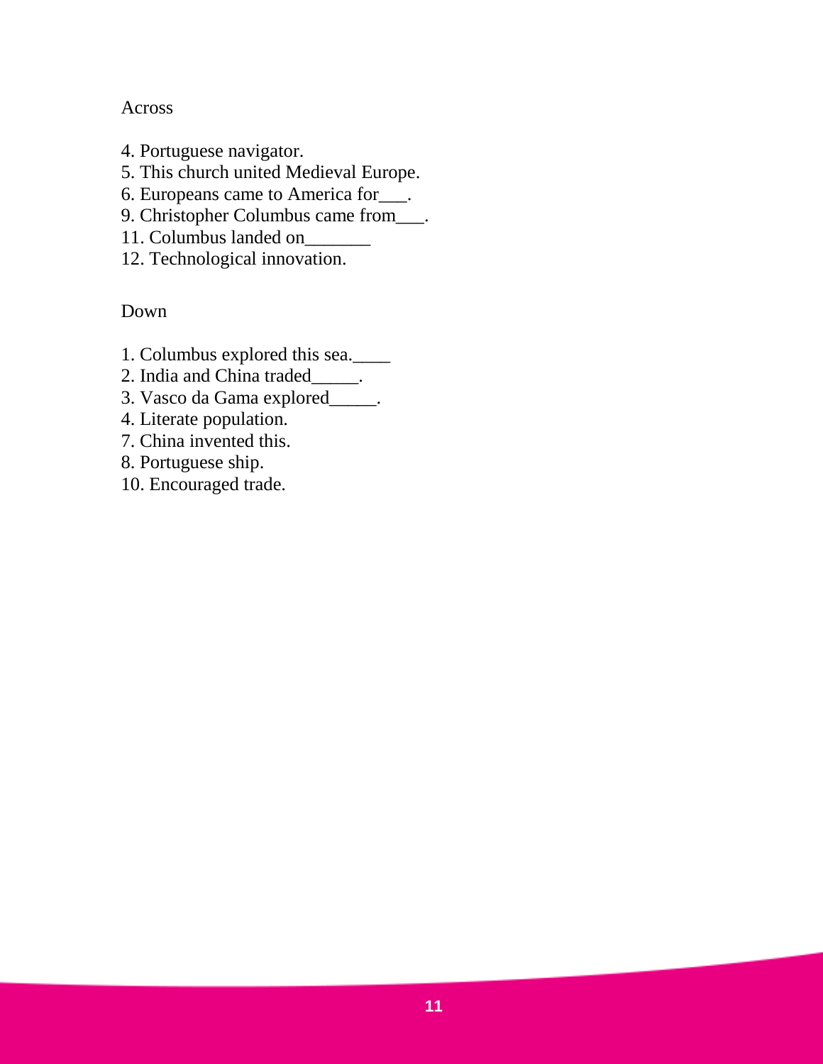Across

4. Portuguese navigator.
5. This church united Medieval Europe.
6. Europeans came to America for___.
9. Christopher Columbus came from___.
11. Columbus landed on_______
12. Technological innovation.

Down

1. Columbus explored this sea.____
2. India and China traded_____.
3. Vasco da Gama explored_____.
4. Literate population.
7. China invented this.
8. Portuguese ship.
10. Encouraged trade.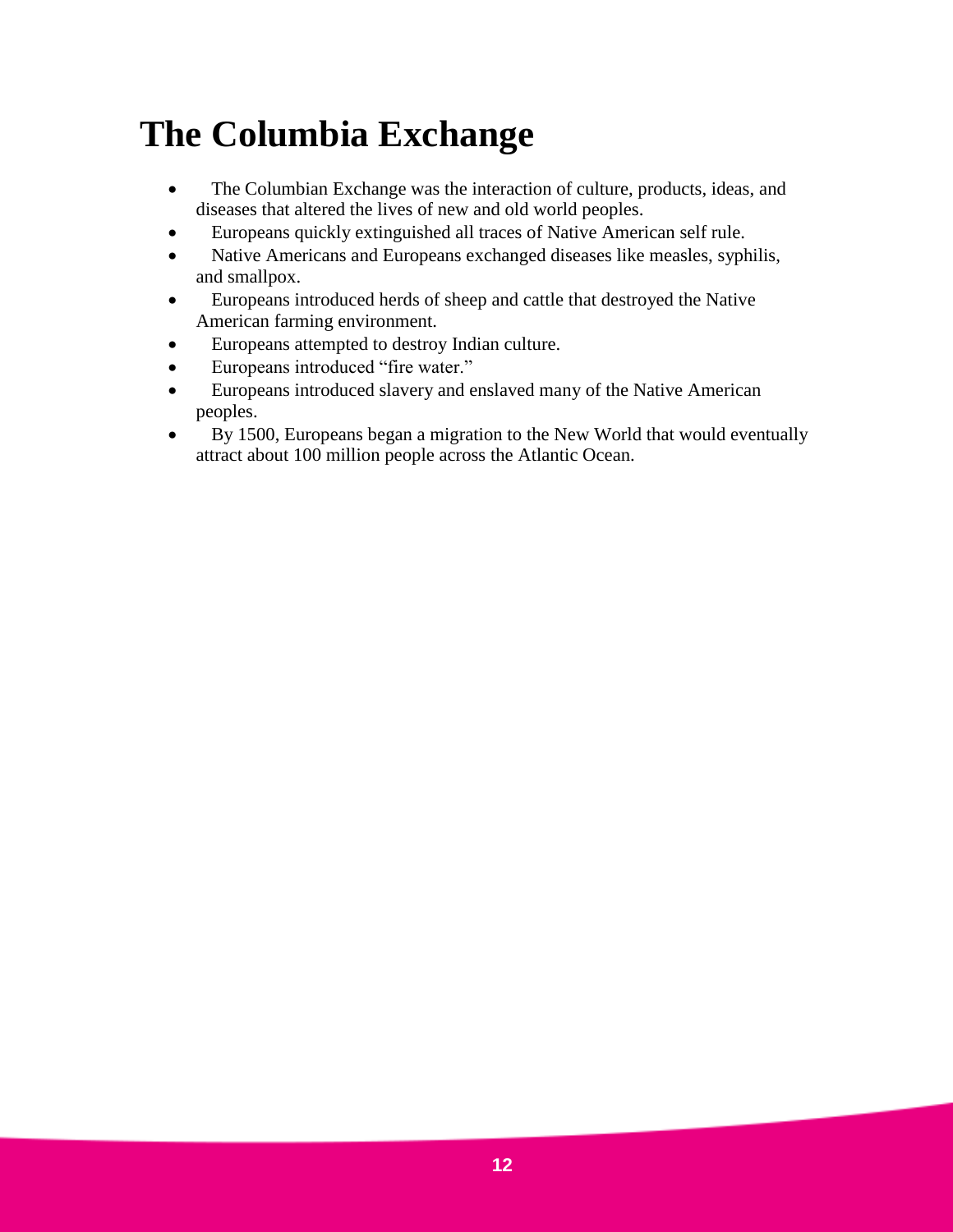# The Columbia Exchange

- The Columbian Exchange was the interaction of culture, products, ideas, and diseases that altered the lives of new and old world peoples.
- Europeans quickly extinguished all traces of Native American self rule.
- Native Americans and Europeans exchanged diseases like measles, syphilis, and smallpox.
- Europeans introduced herds of sheep and cattle that destroyed the Native American farming environment.
- Europeans attempted to destroy Indian culture.
- Europeans introduced "fire water."
- Europeans introduced slavery and enslaved many of the Native American peoples.
- By 1500, Europeans began a migration to the New World that would eventually attract about 100 million people across the Atlantic Ocean.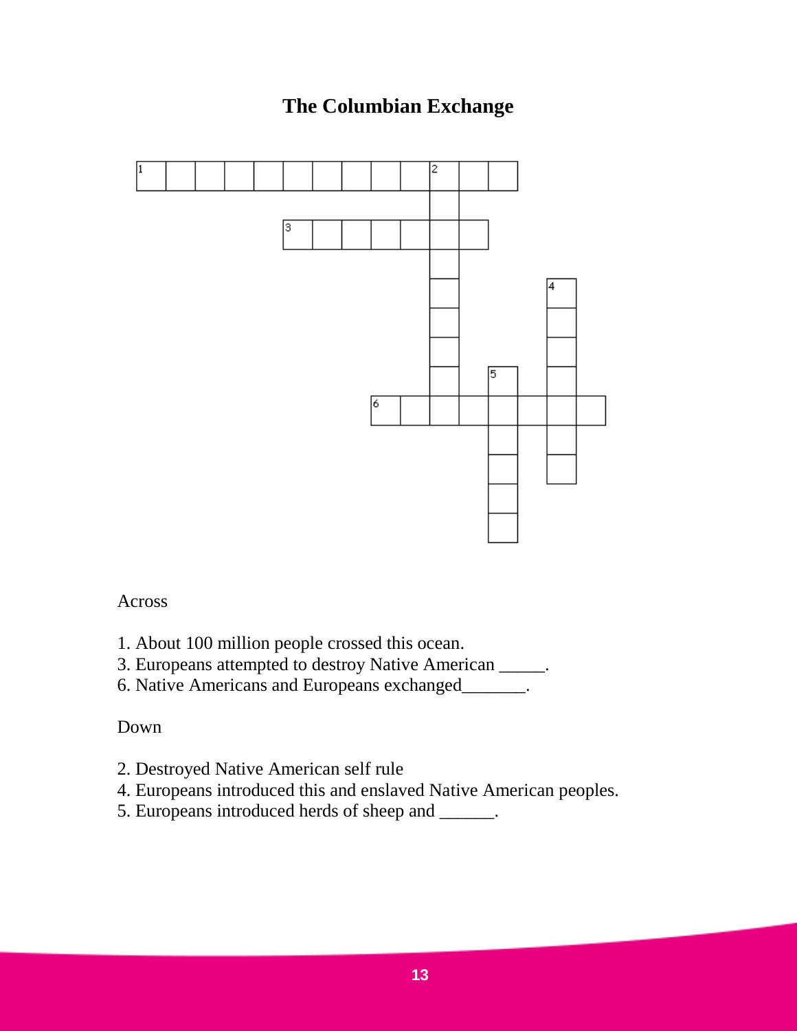# The Columbian Exchange

Across

1. About 100 million people crossed this ocean.
3. Europeans attempted to destroy Native American _____.
6. Native Americans and Europeans exchanged_______.

Down

2. Destroyed Native American self rule
4. Europeans introduced this and enslaved Native American peoples.
5. Europeans introduced herds of sheep and ______.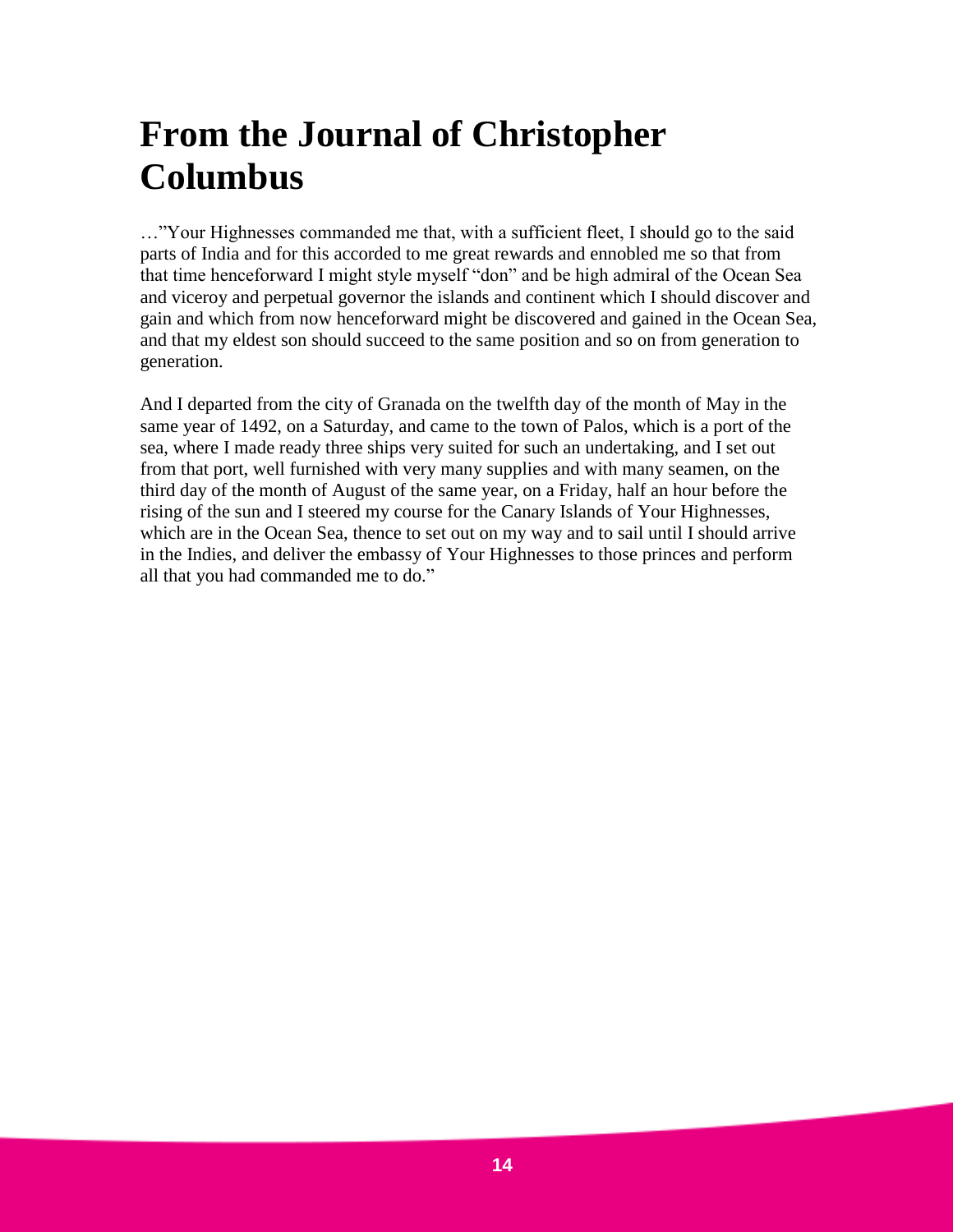# From the Journal of Christopher Columbus

…"Your Highnesses commanded me that, with a sufficient fleet, I should go to the said parts of India and for this accorded to me great rewards and ennobled me so that from that time henceforward I might style myself "don" and be high admiral of the Ocean Sea and viceroy and perpetual governor the islands and continent which I should discover and gain and which from now henceforward might be discovered and gained in the Ocean Sea, and that my eldest son should succeed to the same position and so on from generation to generation.

And I departed from the city of Granada on the twelfth day of the month of May in the same year of 1492, on a Saturday, and came to the town of Palos, which is a port of the sea, where I made ready three ships very suited for such an undertaking, and I set out from that port, well furnished with very many supplies and with many seamen, on the third day of the month of August of the same year, on a Friday, half an hour before the rising of the sun and I steered my course for the Canary Islands of Your Highnesses, which are in the Ocean Sea, thence to set out on my way and to sail until I should arrive in the Indies, and deliver the embassy of Your Highnesses to those princes and perform all that you had commanded me to do."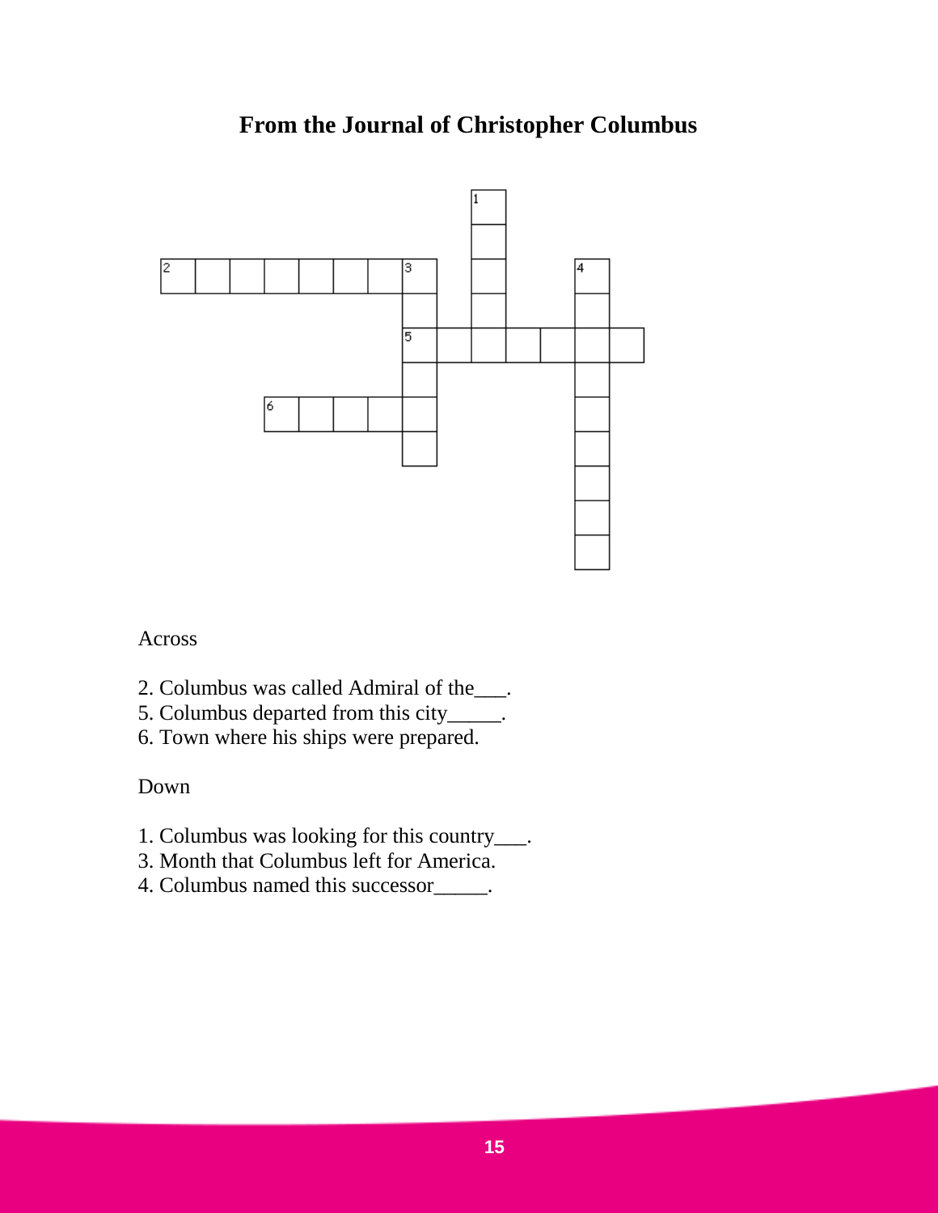# From the Journal of Christopher Columbus

Across

2. Columbus was called Admiral of the___.
5. Columbus departed from this city_____.
6. Town where his ships were prepared.

Down

1. Columbus was looking for this country___.
3. Month that Columbus left for America.
4. Columbus named this successor_____.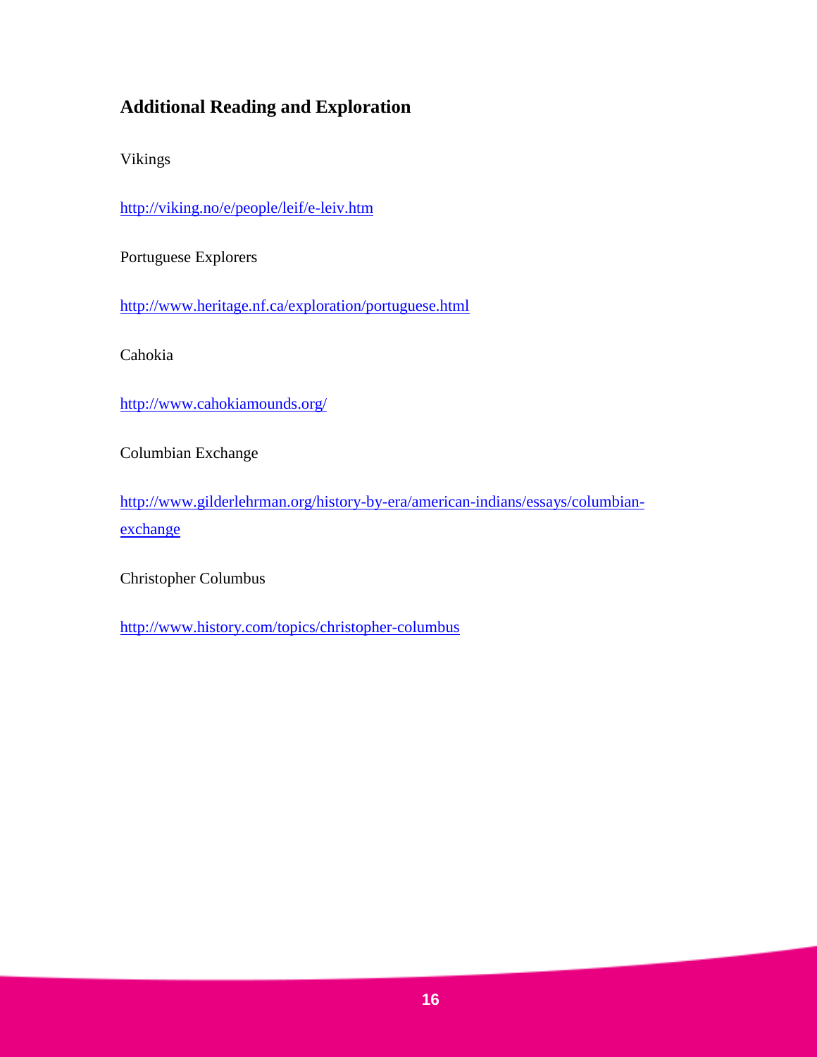## Additional Reading and Exploration

Vikings

http://viking.no/e/people/leif/e-leiv.htm

Portuguese Explorers

http://www.heritage.nf.ca/exploration/portuguese.html

Cahokia

http://www.cahokiamounds.org/

Columbian Exchange

http://www.gilderlehrman.org/history-by-era/american-indians/essays/columbian-exchange

Christopher Columbus

http://www.history.com/topics/christopher-columbus